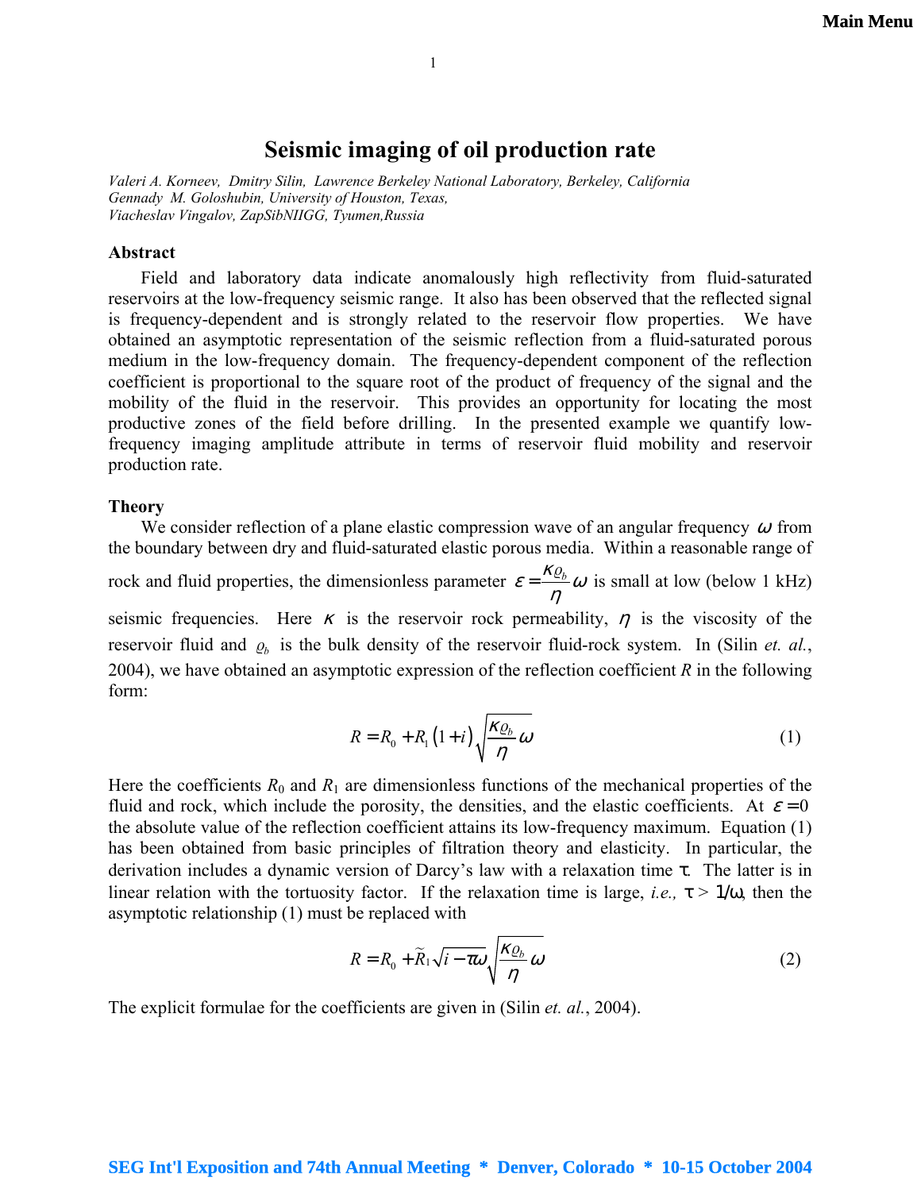# Seismic imaging of oil production rate

*Valeri A. Korneev, Dmitry Silin, Lawrence Berkeley National Laboratory, Berkeley, California*
*Gennady M. Goloshubin, University of Houston, Texas,*
*Viacheslav Vingalov, ZapSibNIIGG, Tyumen,Russia*

## Abstract

Field and laboratory data indicate anomalously high reflectivity from fluid-saturated reservoirs at the low-frequency seismic range. It also has been observed that the reflected signal is frequency-dependent and is strongly related to the reservoir flow properties. We have obtained an asymptotic representation of the seismic reflection from a fluid-saturated porous medium in the low-frequency domain. The frequency-dependent component of the reflection coefficient is proportional to the square root of the product of frequency of the signal and the mobility of the fluid in the reservoir. This provides an opportunity for locating the most productive zones of the field before drilling. In the presented example we quantify low-frequency imaging amplitude attribute in terms of reservoir fluid mobility and reservoir production rate.

## Theory

We consider reflection of a plane elastic compression wave of an angular frequency $\omega$ from the boundary between dry and fluid-saturated elastic porous media. Within a reasonable range of rock and fluid properties, the dimensionless parameter $\varepsilon = \frac{\kappa \varrho_b}{\eta}\omega$ is small at low (below 1 kHz) seismic frequencies. Here $\kappa$ is the reservoir rock permeability, $\eta$ is the viscosity of the reservoir fluid and $\varrho_b$ is the bulk density of the reservoir fluid-rock system. In (Silin *et. al.*, 2004), we have obtained an asymptotic expression of the reflection coefficient *R* in the following form:

$$R = R_0 + R_1 (1+i)\sqrt{\frac{\kappa \varrho_b}{\eta}\omega} \tag{1}$$

Here the coefficients $R_0$ and $R_1$ are dimensionless functions of the mechanical properties of the fluid and rock, which include the porosity, the densities, and the elastic coefficients. At $\varepsilon = 0$ the absolute value of the reflection coefficient attains its low-frequency maximum. Equation (1) has been obtained from basic principles of filtration theory and elasticity. In particular, the derivation includes a dynamic version of Darcy's law with a relaxation time $\tau$. The latter is in linear relation with the tortuosity factor. If the relaxation time is large, *i.e.,* $\tau > 1/\omega$, then the asymptotic relationship (1) must be replaced with

$$R = R_0 + \widetilde{R}_1 \sqrt{i - \tau\omega}\sqrt{\frac{\kappa \varrho_b}{\eta}\omega} \tag{2}$$

The explicit formulae for the coefficients are given in (Silin *et. al.*, 2004).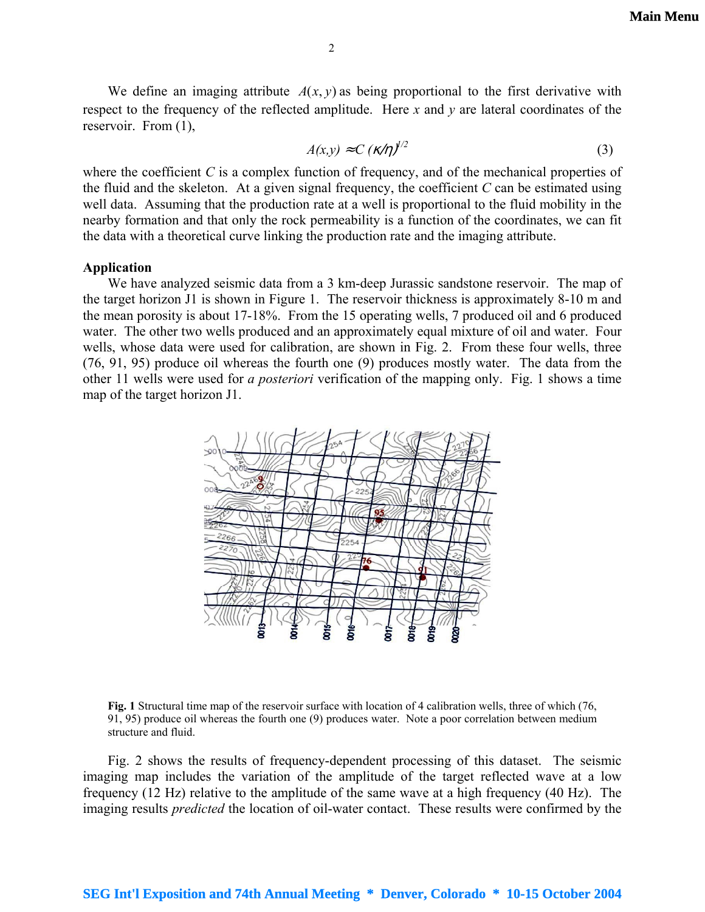We define an imaging attribute $A(x, y)$ as being proportional to the first derivative with respect to the frequency of the reflected amplitude. Here $x$ and $y$ are lateral coordinates of the reservoir. From (1),

$$A(x,y) \approx C\,(\kappa/\eta)^{1/2} \tag{3}$$

where the coefficient $C$ is a complex function of frequency, and of the mechanical properties of the fluid and the skeleton. At a given signal frequency, the coefficient $C$ can be estimated using well data. Assuming that the production rate at a well is proportional to the fluid mobility in the nearby formation and that only the rock permeability is a function of the coordinates, we can fit the data with a theoretical curve linking the production rate and the imaging attribute.

**Application**

We have analyzed seismic data from a 3 km-deep Jurassic sandstone reservoir. The map of the target horizon J1 is shown in Figure 1. The reservoir thickness is approximately 8-10 m and the mean porosity is about 17-18%. From the 15 operating wells, 7 produced oil and 6 produced water. The other two wells produced and an approximately equal mixture of oil and water. Four wells, whose data were used for calibration, are shown in Fig. 2. From these four wells, three (76, 91, 95) produce oil whereas the fourth one (9) produces mostly water. The data from the other 11 wells were used for *a posteriori* verification of the mapping only. Fig. 1 shows a time map of the target horizon J1.

**Fig. 1** Structural time map of the reservoir surface with location of 4 calibration wells, three of which (76, 91, 95) produce oil whereas the fourth one (9) produces water. Note a poor correlation between medium structure and fluid.

Fig. 2 shows the results of frequency-dependent processing of this dataset. The seismic imaging map includes the variation of the amplitude of the target reflected wave at a low frequency (12 Hz) relative to the amplitude of the same wave at a high frequency (40 Hz). The imaging results *predicted* the location of oil-water contact. These results were confirmed by the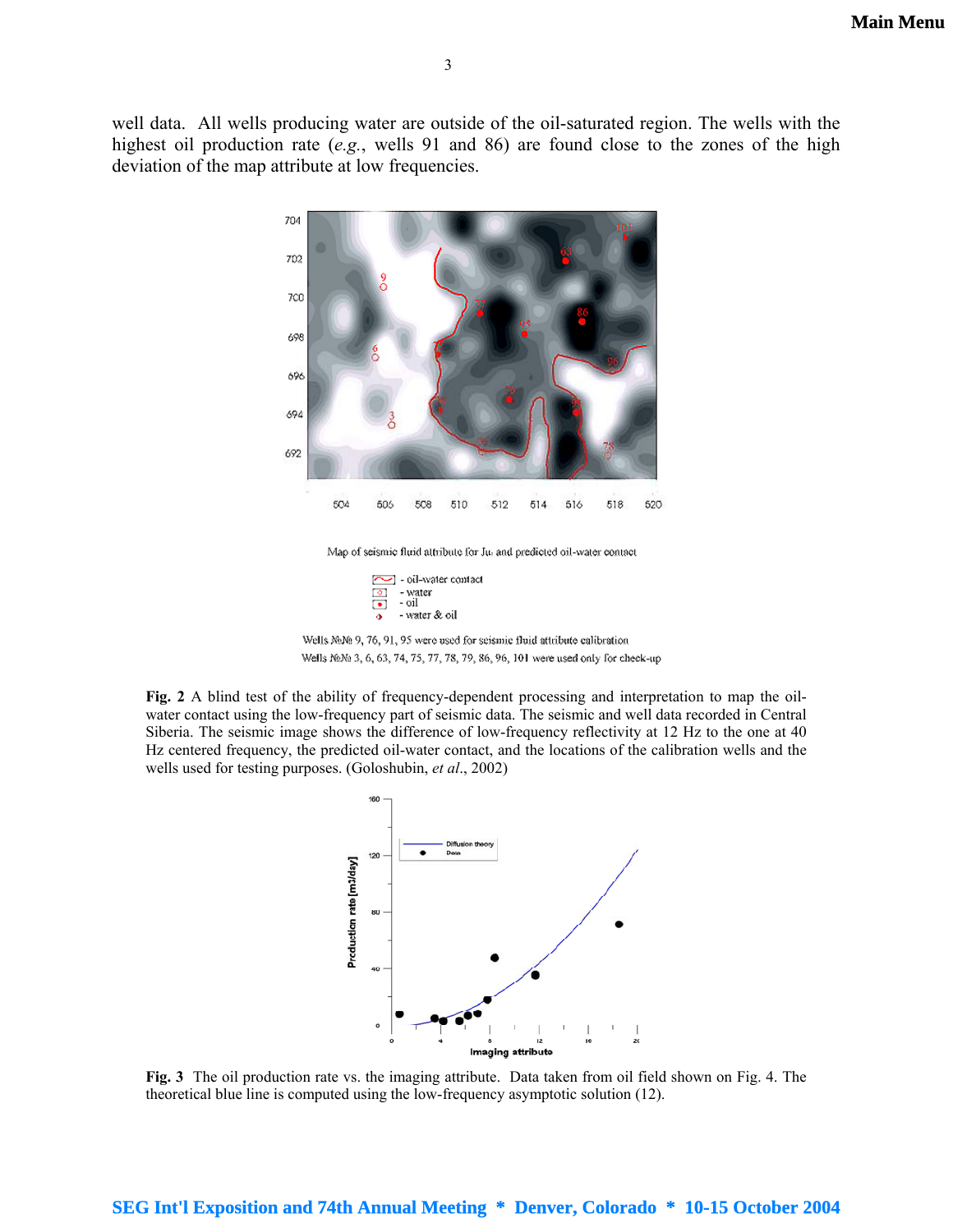well data. All wells producing water are outside of the oil-saturated region. The wells with the highest oil production rate (*e.g.*, wells 91 and 86) are found close to the zones of the high deviation of the map attribute at low frequencies.

**Fig. 2** A blind test of the ability of frequency-dependent processing and interpretation to map the oil-water contact using the low-frequency part of seismic data. The seismic and well data recorded in Central Siberia. The seismic image shows the difference of low-frequency reflectivity at 12 Hz to the one at 40 Hz centered frequency, the predicted oil-water contact, and the locations of the calibration wells and the wells used for testing purposes. (Goloshubin, *et al*., 2002)

**Fig. 3** The oil production rate vs. the imaging attribute. Data taken from oil field shown on Fig. 4. The theoretical blue line is computed using the low-frequency asymptotic solution (12).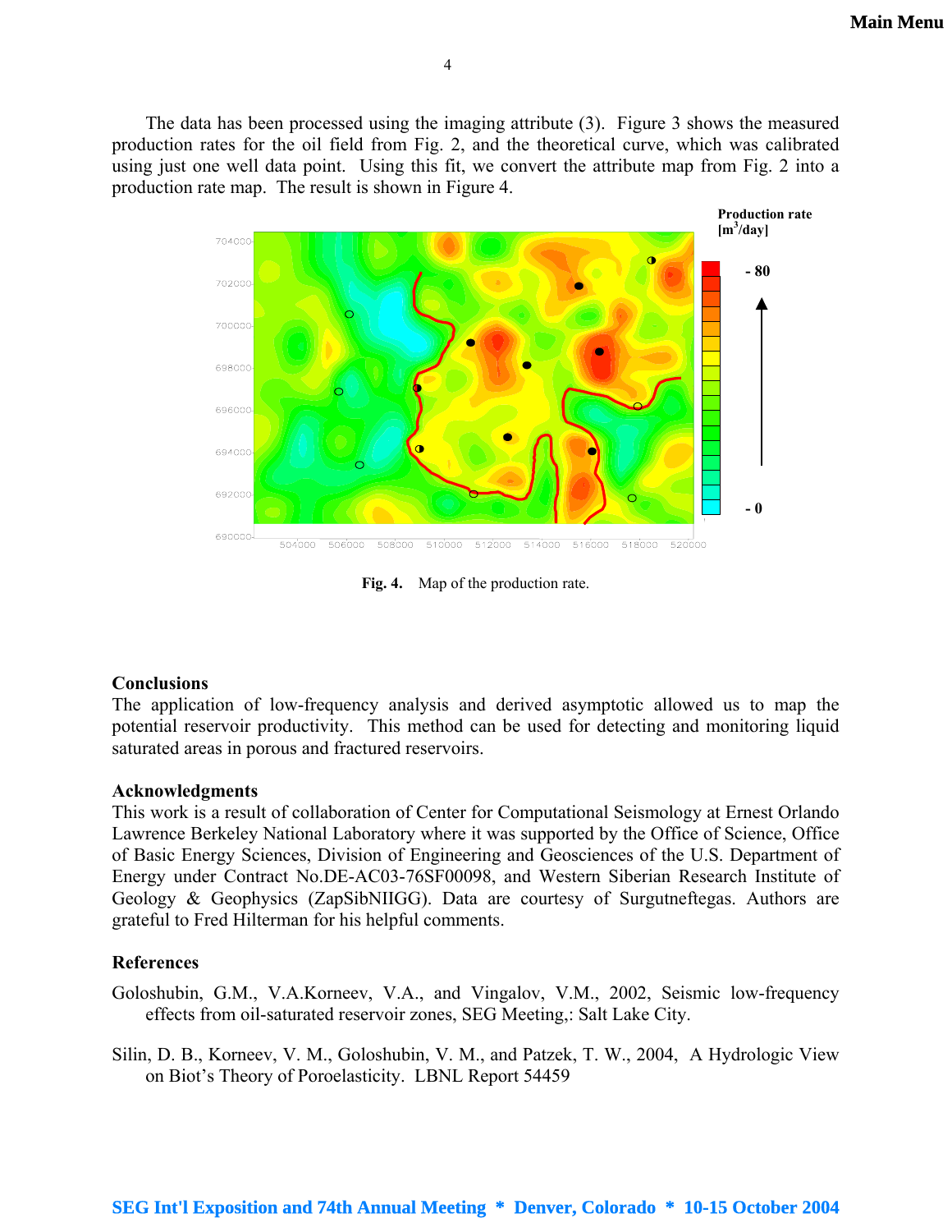The data has been processed using the imaging attribute (3). Figure 3 shows the measured production rates for the oil field from Fig. 2, and the theoretical curve, which was calibrated using just one well data point. Using this fit, we convert the attribute map from Fig. 2 into a production rate map. The result is shown in Figure 4.

Production rate [m$^3$/day]

- 80

- 0

704000
702000
700000
698000
696000
694000
692000
690000

504000 506000 508000 510000 512000 514000 516000 518000 520000

**Fig. 4.** Map of the production rate.

## Conclusions

The application of low-frequency analysis and derived asymptotic allowed us to map the potential reservoir productivity. This method can be used for detecting and monitoring liquid saturated areas in porous and fractured reservoirs.

## Acknowledgments

This work is a result of collaboration of Center for Computational Seismology at Ernest Orlando Lawrence Berkeley National Laboratory where it was supported by the Office of Science, Office of Basic Energy Sciences, Division of Engineering and Geosciences of the U.S. Department of Energy under Contract No.DE-AC03-76SF00098, and Western Siberian Research Institute of Geology & Geophysics (ZapSibNIIGG). Data are courtesy of Surgutneftegas. Authors are grateful to Fred Hilterman for his helpful comments.

## References

Goloshubin, G.M., V.A.Korneev, V.A., and Vingalov, V.M., 2002, Seismic low-frequency effects from oil-saturated reservoir zones, SEG Meeting,: Salt Lake City.

Silin, D. B., Korneev, V. M., Goloshubin, V. M., and Patzek, T. W., 2004, A Hydrologic View on Biot's Theory of Poroelasticity. LBNL Report 54459